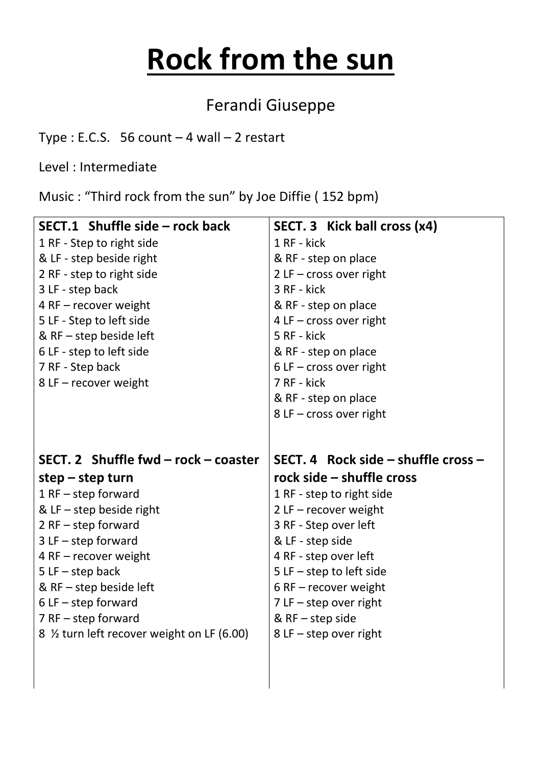# Rock from the sun

Ferandi Giuseppe

Type : E.C.S. 56 count – 4 wall – 2 restart

Level : Intermediate

Music : "Third rock from the sun" by Joe Diffie ( 152 bpm)

**SECT.1 Shuffle side – rock back**

1 RF - Step to right side
& LF - step beside right
2 RF - step to right side
3 LF - step back
4 RF – recover weight
5 LF - Step to left side
& RF – step beside left
6 LF - step to left side
7 RF - Step back
8 LF – recover weight

**SECT. 2 Shuffle fwd – rock – coaster step – step turn**

1 RF – step forward
& LF – step beside right
2 RF – step forward
3 LF – step forward
4 RF – recover weight
5 LF – step back
& RF – step beside left
6 LF – step forward
7 RF – step forward
8 ½ turn left recover weight on LF (6.00)

**SECT. 3 Kick ball cross (x4)**

1 RF - kick
& RF - step on place
2 LF – cross over right
3 RF - kick
& RF - step on place
4 LF – cross over right
5 RF - kick
& RF - step on place
6 LF – cross over right
7 RF - kick
& RF - step on place
8 LF – cross over right

**SECT. 4 Rock side – shuffle cross – rock side – shuffle cross**

1 RF - step to right side
2 LF – recover weight
3 RF - Step over left
& LF - step side
4 RF - step over left
5 LF – step to left side
6 RF – recover weight
7 LF – step over right
& RF – step side
8 LF – step over right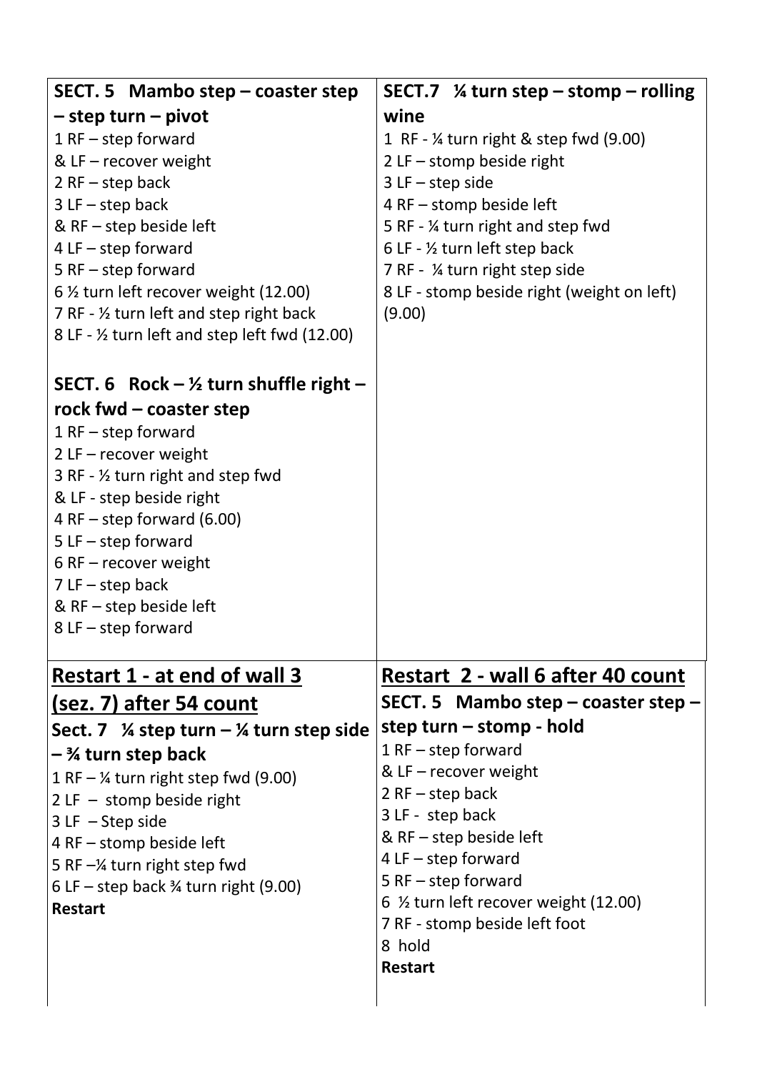**SECT. 5 Mambo step – coaster step – step turn – pivot**

1 RF – step forward
& LF – recover weight
2 RF – step back
3 LF – step back
& RF – step beside left
4 LF – step forward
5 RF – step forward
6 ½ turn left recover weight (12.00)
7 RF - ½ turn left and step right back
8 LF - ½ turn left and step left fwd (12.00)

**SECT. 6 Rock – ½ turn shuffle right – rock fwd – coaster step**

1 RF – step forward
2 LF – recover weight
3 RF - ½ turn right and step fwd
& LF - step beside right
4 RF – step forward (6.00)
5 LF – step forward
6 RF – recover weight
7 LF – step back
& RF – step beside left
8 LF – step forward

**SECT.7 ¼ turn step – stomp – rolling wine**

1 RF - ¼ turn right & step fwd (9.00)
2 LF – stomp beside right
3 LF – step side
4 RF – stomp beside left
5 RF - ¼ turn right and step fwd
6 LF - ½ turn left step back
7 RF - ¼ turn right step side
8 LF - stomp beside right (weight on left) (9.00)

## Restart 1 - at end of wall 3 (sez. 7) after 54 count

**Sect. 7 ¼ step turn – ¼ turn step side – ¾ turn step back**

1 RF – ¼ turn right step fwd (9.00)
2 LF – stomp beside right
3 LF – Step side
4 RF – stomp beside left
5 RF –¼ turn right step fwd
6 LF – step back ¾ turn right (9.00)
**Restart**

## Restart 2 - wall 6 after 40 count

**SECT. 5 Mambo step – coaster step – step turn – stomp - hold**

1 RF – step forward
& LF – recover weight
2 RF – step back
3 LF - step back
& RF – step beside left
4 LF – step forward
5 RF – step forward
6 ½ turn left recover weight (12.00)
7 RF - stomp beside left foot
8 hold
**Restart**